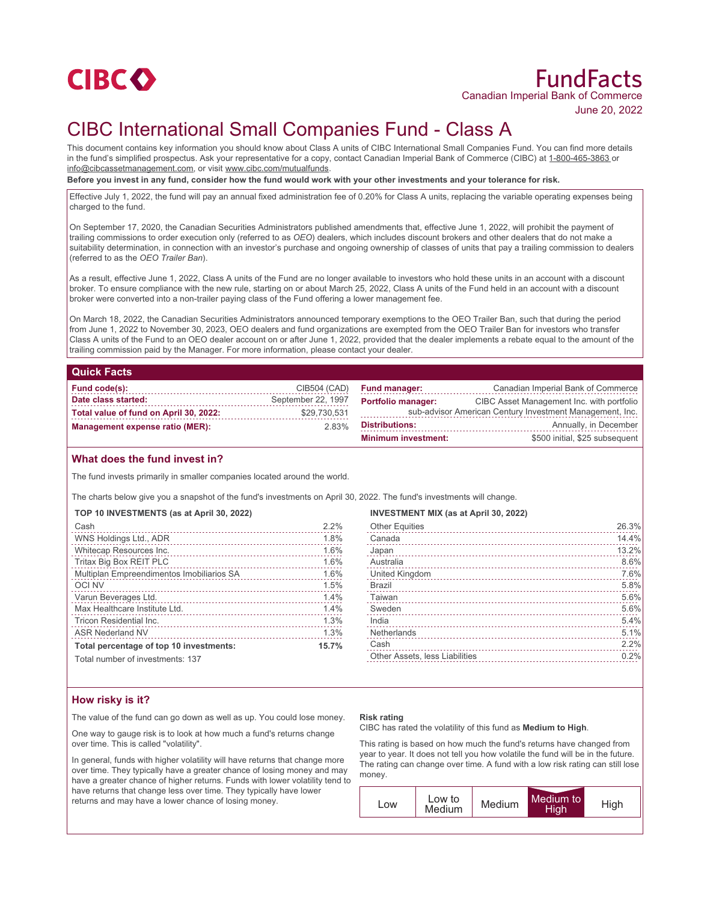CIBC

# FundFacts

Canadian Imperial Bank of Commerce

June 20, 2022

# CIBC International Small Companies Fund - Class A

This document contains key information you should know about Class A units of CIBC International Small Companies Fund. You can find more details in the fund's simplified prospectus. Ask your representative for a copy, contact Canadian Imperial Bank of Commerce (CIBC) at 1-800-465-3863 or info@cibcassetmanagement.com, or visit www.cibc.com/mutualfunds.

**Before you invest in any fund, consider how the fund would work with your other investments and your tolerance for risk.**

Effective July 1, 2022, the fund will pay an annual fixed administration fee of 0.20% for Class A units, replacing the variable operating expenses being charged to the fund.

On September 17, 2020, the Canadian Securities Administrators published amendments that, effective June 1, 2022, will prohibit the payment of trailing commissions to order execution only (referred to as *OEO*) dealers, which includes discount brokers and other dealers that do not make a suitability determination, in connection with an investor's purchase and ongoing ownership of classes of units that pay a trailing commission to dealers (referred to as the *OEO Trailer Ban*).

As a result, effective June 1, 2022, Class A units of the Fund are no longer available to investors who hold these units in an account with a discount broker. To ensure compliance with the new rule, starting on or about March 25, 2022, Class A units of the Fund held in an account with a discount broker were converted into a non-trailer paying class of the Fund offering a lower management fee.

On March 18, 2022, the Canadian Securities Administrators announced temporary exemptions to the OEO Trailer Ban, such that during the period from June 1, 2022 to November 30, 2023, OEO dealers and fund organizations are exempted from the OEO Trailer Ban for investors who transfer Class A units of the Fund to an OEO dealer account on or after June 1, 2022, provided that the dealer implements a rebate equal to the amount of the trailing commission paid by the Manager. For more information, please contact your dealer.

## Quick Facts

| | |
|---|---|
| **Fund code(s):** | CIB504 (CAD) |
| **Date class started:** | September 22, 1997 |
| **Total value of fund on April 30, 2022:** | $29,730,531 |
| **Management expense ratio (MER):** | 2.83% |
| **Fund manager:** | Canadian Imperial Bank of Commerce |
| **Portfolio manager:** | CIBC Asset Management Inc. with portfolio sub-advisor American Century Investment Management, Inc. |
| **Distributions:** | Annually, in December |
| **Minimum investment:** | $500 initial, $25 subsequent |

## What does the fund invest in?

The fund invests primarily in smaller companies located around the world.

The charts below give you a snapshot of the fund's investments on April 30, 2022. The fund's investments will change.

**TOP 10 INVESTMENTS (as at April 30, 2022)**

| Investment | % |
|---|---|
| Cash | 2.2% |
| WNS Holdings Ltd., ADR | 1.8% |
| Whitecap Resources Inc. | 1.6% |
| Tritax Big Box REIT PLC | 1.6% |
| Multiplan Empreendimentos Imobiliarios SA | 1.6% |
| OCI NV | 1.5% |
| Varun Beverages Ltd. | 1.4% |
| Max Healthcare Institute Ltd. | 1.4% |
| Tricon Residential Inc. | 1.3% |
| ASR Nederland NV | 1.3% |
| **Total percentage of top 10 investments:** | **15.7%** |

Total number of investments: 137

**INVESTMENT MIX (as at April 30, 2022)**

| Region | % |
|---|---|
| Other Equities | 26.3% |
| Canada | 14.4% |
| Japan | 13.2% |
| Australia | 8.6% |
| United Kingdom | 7.6% |
| Brazil | 5.8% |
| Taiwan | 5.6% |
| Sweden | 5.6% |
| India | 5.4% |
| Netherlands | 5.1% |
| Cash | 2.2% |
| Other Assets, less Liabilities | 0.2% |

## How risky is it?

The value of the fund can go down as well as up. You could lose money.

One way to gauge risk is to look at how much a fund's returns change over time. This is called "volatility".

In general, funds with higher volatility will have returns that change more over time. They typically have a greater chance of losing money and may have a greater chance of higher returns. Funds with lower volatility tend to have returns that change less over time. They typically have lower returns and may have a lower chance of losing money.

**Risk rating**

CIBC has rated the volatility of this fund as **Medium to High**.

This rating is based on how much the fund's returns have changed from year to year. It does not tell you how volatile the fund will be in the future. The rating can change over time. A fund with a low risk rating can still lose money.

| Low | Low to Medium | Medium | **Medium to High** | High |
|---|---|---|---|---|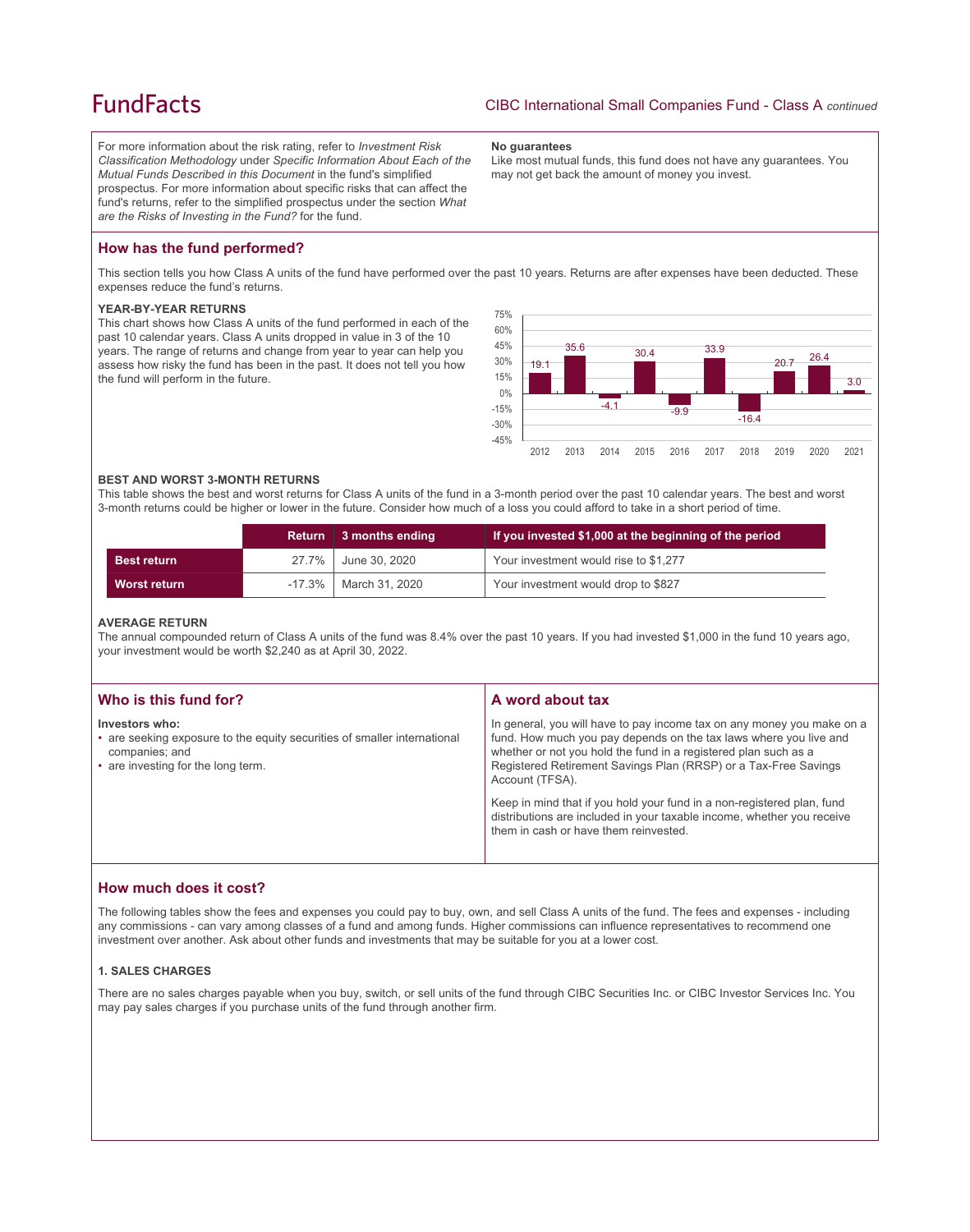For more information about the risk rating, refer to *Investment Risk Classification Methodology* under *Specific Information About Each of the Mutual Funds Described in this Document* in the fund's simplified prospectus. For more information about specific risks that can affect the fund's returns, refer to the simplified prospectus under the section *What are the Risks of Investing in the Fund?* for the fund.

**No guarantees**

Like most mutual funds, this fund does not have any guarantees. You may not get back the amount of money you invest.

## How has the fund performed?

This section tells you how Class A units of the fund have performed over the past 10 years. Returns are after expenses have been deducted. These expenses reduce the fund's returns.

### YEAR-BY-YEAR RETURNS

This chart shows how Class A units of the fund performed in each of the past 10 calendar years. Class A units dropped in value in 3 of the 10 years. The range of returns and change from year to year can help you assess how risky the fund has been in the past. It does not tell you how the fund will perform in the future.

| Year | 2012 | 2013 | 2014 | 2015 | 2016 | 2017 | 2018 | 2019 | 2020 | 2021 |
|---|---|---|---|---|---|---|---|---|---|---|
| Return (%) | 19.1 | 35.6 | -4.1 | 30.4 | -9.9 | 33.9 | -16.4 | 20.7 | 26.4 | 3.0 |

### BEST AND WORST 3-MONTH RETURNS

This table shows the best and worst returns for Class A units of the fund in a 3-month period over the past 10 calendar years. The best and worst 3-month returns could be higher or lower in the future. Consider how much of a loss you could afford to take in a short period of time.

| | Return | 3 months ending | If you invested $1,000 at the beginning of the period |
|---|---|---|---|
| **Best return** | 27.7% | June 30, 2020 | Your investment would rise to $1,277 |
| **Worst return** | -17.3% | March 31, 2020 | Your investment would drop to $827 |

### AVERAGE RETURN

The annual compounded return of Class A units of the fund was 8.4% over the past 10 years. If you had invested $1,000 in the fund 10 years ago, your investment would be worth $2,240 as at April 30, 2022.

## Who is this fund for?

**Investors who:**

- are seeking exposure to the equity securities of smaller international companies; and
- are investing for the long term.

## A word about tax

In general, you will have to pay income tax on any money you make on a fund. How much you pay depends on the tax laws where you live and whether or not you hold the fund in a registered plan such as a Registered Retirement Savings Plan (RRSP) or a Tax-Free Savings Account (TFSA).

Keep in mind that if you hold your fund in a non-registered plan, fund distributions are included in your taxable income, whether you receive them in cash or have them reinvested.

## How much does it cost?

The following tables show the fees and expenses you could pay to buy, own, and sell Class A units of the fund. The fees and expenses - including any commissions - can vary among classes of a fund and among funds. Higher commissions can influence representatives to recommend one investment over another. Ask about other funds and investments that may be suitable for you at a lower cost.

### 1. SALES CHARGES

There are no sales charges payable when you buy, switch, or sell units of the fund through CIBC Securities Inc. or CIBC Investor Services Inc. You may pay sales charges if you purchase units of the fund through another firm.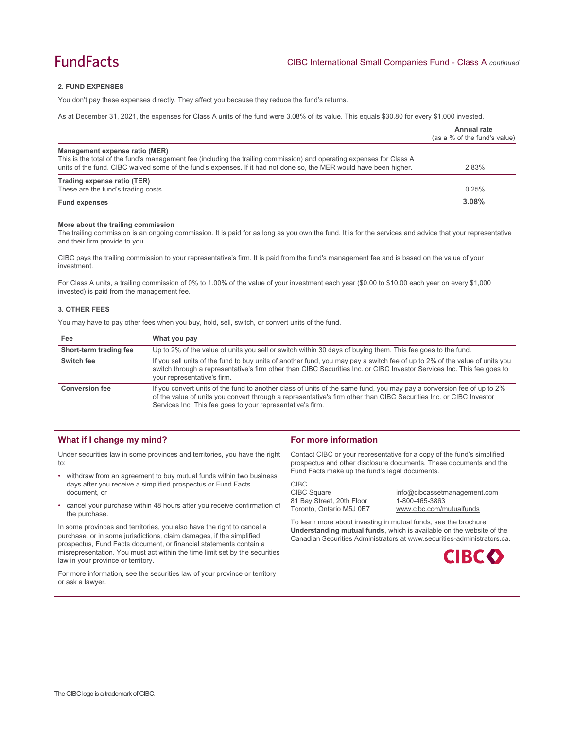## 2. FUND EXPENSES

You don't pay these expenses directly. They affect you because they reduce the fund's returns.

As at December 31, 2021, the expenses for Class A units of the fund were 3.08% of its value. This equals $30.80 for every $1,000 invested.

| | Annual rate (as a % of the fund's value) |
|---|---|
| **Management expense ratio (MER)** This is the total of the fund's management fee (including the trailing commission) and operating expenses for Class A units of the fund. CIBC waived some of the fund's expenses. If it had not done so, the MER would have been higher. | 2.83% |
| **Trading expense ratio (TER)** These are the fund's trading costs. | 0.25% |
| **Fund expenses** | **3.08%** |

**More about the trailing commission**

The trailing commission is an ongoing commission. It is paid for as long as you own the fund. It is for the services and advice that your representative and their firm provide to you.

CIBC pays the trailing commission to your representative's firm. It is paid from the fund's management fee and is based on the value of your investment.

For Class A units, a trailing commission of 0% to 1.00% of the value of your investment each year ($0.00 to $10.00 each year on every $1,000 invested) is paid from the management fee.

## 3. OTHER FEES

You may have to pay other fees when you buy, hold, sell, switch, or convert units of the fund.

| Fee | What you pay |
|---|---|
| **Short-term trading fee** | Up to 2% of the value of units you sell or switch within 30 days of buying them. This fee goes to the fund. |
| **Switch fee** | If you sell units of the fund to buy units of another fund, you may pay a switch fee of up to 2% of the value of units you switch through a representative's firm other than CIBC Securities Inc. or CIBC Investor Services Inc. This fee goes to your representative's firm. |
| **Conversion fee** | If you convert units of the fund to another class of units of the same fund, you may pay a conversion fee of up to 2% of the value of units you convert through a representative's firm other than CIBC Securities Inc. or CIBC Investor Services Inc. This fee goes to your representative's firm. |

## What if I change my mind?

Under securities law in some provinces and territories, you have the right to:

- withdraw from an agreement to buy mutual funds within two business days after you receive a simplified prospectus or Fund Facts document, or
- cancel your purchase within 48 hours after you receive confirmation of the purchase.

In some provinces and territories, you also have the right to cancel a purchase, or in some jurisdictions, claim damages, if the simplified prospectus, Fund Facts document, or financial statements contain a misrepresentation. You must act within the time limit set by the securities law in your province or territory.

For more information, see the securities law of your province or territory or ask a lawyer.

## For more information

Contact CIBC or your representative for a copy of the fund's simplified prospectus and other disclosure documents. These documents and the Fund Facts make up the fund's legal documents.

CIBC
CIBC Square
81 Bay Street, 20th Floor
Toronto, Ontario M5J 0E7

info@cibcassetmanagement.com
1-800-465-3863
www.cibc.com/mutualfunds

To learn more about investing in mutual funds, see the brochure **Understanding mutual funds**, which is available on the website of the Canadian Securities Administrators at www.securities-administrators.ca.

The CIBC logo is a trademark of CIBC.